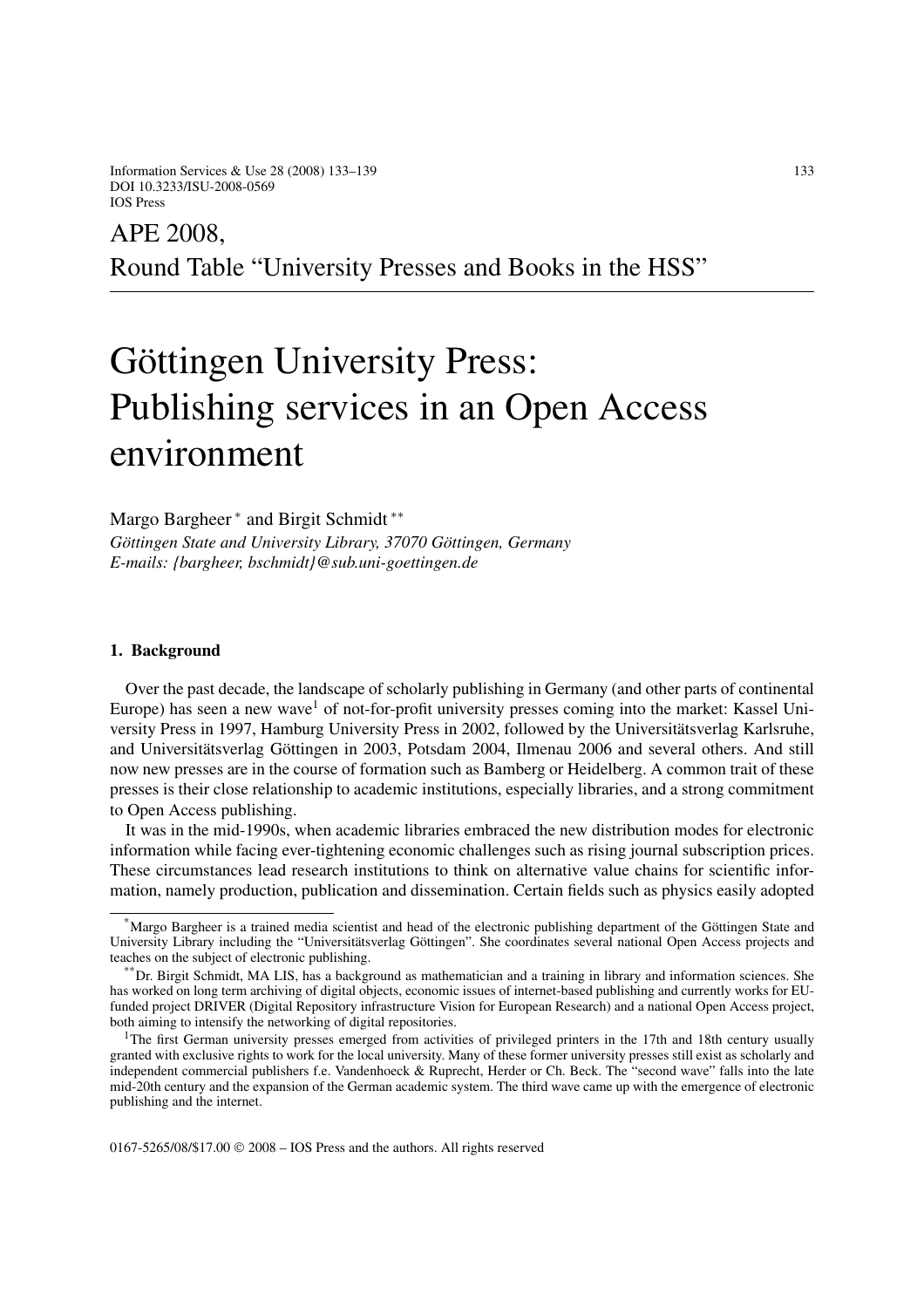APE 2008,
Round Table "University Presses and Books in the HSS"

# Göttingen University Press: Publishing services in an Open Access environment

Margo Bargheer * and Birgit Schmidt **

*Göttingen State and University Library, 37070 Göttingen, Germany*
*E-mails: {bargheer, bschmidt}@sub.uni-goettingen.de*

## 1. Background

Over the past decade, the landscape of scholarly publishing in Germany (and other parts of continental Europe) has seen a new wave[1] of not-for-profit university presses coming into the market: Kassel University Press in 1997, Hamburg University Press in 2002, followed by the Universitätsverlag Karlsruhe, and Universitätsverlag Göttingen in 2003, Potsdam 2004, Ilmenau 2006 and several others. And still now new presses are in the course of formation such as Bamberg or Heidelberg. A common trait of these presses is their close relationship to academic institutions, especially libraries, and a strong commitment to Open Access publishing.

It was in the mid-1990s, when academic libraries embraced the new distribution modes for electronic information while facing ever-tightening economic challenges such as rising journal subscription prices. These circumstances lead research institutions to think on alternative value chains for scientific information, namely production, publication and dissemination. Certain fields such as physics easily adopted

---

*Margo Bargheer is a trained media scientist and head of the electronic publishing department of the Göttingen State and University Library including the "Universitätsverlag Göttingen". She coordinates several national Open Access projects and teaches on the subject of electronic publishing.

**Dr. Birgit Schmidt, MA LIS, has a background as mathematician and a training in library and information sciences. She has worked on long term archiving of digital objects, economic issues of internet-based publishing and currently works for EU-funded project DRIVER (Digital Repository infrastructure Vision for European Research) and a national Open Access project, both aiming to intensify the networking of digital repositories.

[1]The first German university presses emerged from activities of privileged printers in the 17th and 18th century usually granted with exclusive rights to work for the local university. Many of these former university presses still exist as scholarly and independent commercial publishers f.e. Vandenhoeck & Ruprecht, Herder or Ch. Beck. The "second wave" falls into the late mid-20th century and the expansion of the German academic system. The third wave came up with the emergence of electronic publishing and the internet.

0167-5265/08/$17.00 © 2008 – IOS Press and the authors. All rights reserved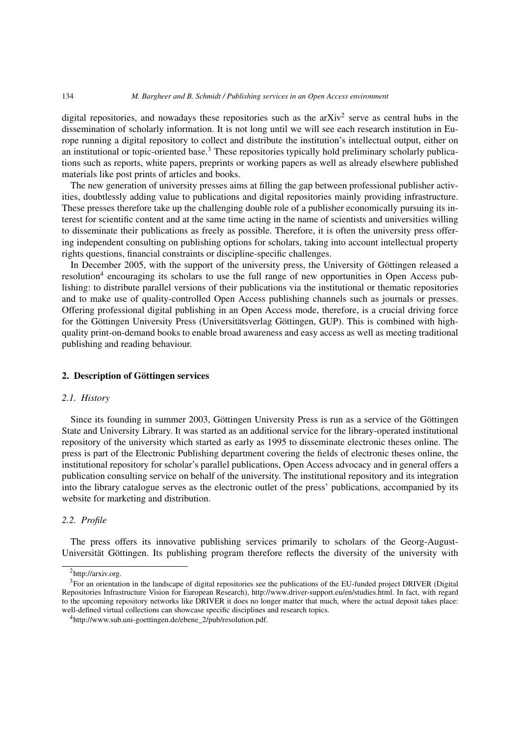digital repositories, and nowadays these repositories such as the arXiv[2] serve as central hubs in the dissemination of scholarly information. It is not long until we will see each research institution in Europe running a digital repository to collect and distribute the institution's intellectual output, either on an institutional or topic-oriented base.[3] These repositories typically hold preliminary scholarly publications such as reports, white papers, preprints or working papers as well as already elsewhere published materials like post prints of articles and books.

The new generation of university presses aims at filling the gap between professional publisher activities, doubtlessly adding value to publications and digital repositories mainly providing infrastructure. These presses therefore take up the challenging double role of a publisher economically pursuing its interest for scientific content and at the same time acting in the name of scientists and universities willing to disseminate their publications as freely as possible. Therefore, it is often the university press offering independent consulting on publishing options for scholars, taking into account intellectual property rights questions, financial constraints or discipline-specific challenges.

In December 2005, with the support of the university press, the University of Göttingen released a resolution[4] encouraging its scholars to use the full range of new opportunities in Open Access publishing: to distribute parallel versions of their publications via the institutional or thematic repositories and to make use of quality-controlled Open Access publishing channels such as journals or presses. Offering professional digital publishing in an Open Access mode, therefore, is a crucial driving force for the Göttingen University Press (Universitätsverlag Göttingen, GUP). This is combined with high-quality print-on-demand books to enable broad awareness and easy access as well as meeting traditional publishing and reading behaviour.

## 2. Description of Göttingen services

### *2.1. History*

Since its founding in summer 2003, Göttingen University Press is run as a service of the Göttingen State and University Library. It was started as an additional service for the library-operated institutional repository of the university which started as early as 1995 to disseminate electronic theses online. The press is part of the Electronic Publishing department covering the fields of electronic theses online, the institutional repository for scholar's parallel publications, Open Access advocacy and in general offers a publication consulting service on behalf of the university. The institutional repository and its integration into the library catalogue serves as the electronic outlet of the press' publications, accompanied by its website for marketing and distribution.

### *2.2. Profile*

The press offers its innovative publishing services primarily to scholars of the Georg-August-Universität Göttingen. Its publishing program therefore reflects the diversity of the university with

---

[2] http://arxiv.org.

[3] For an orientation in the landscape of digital repositories see the publications of the EU-funded project DRIVER (Digital Repositories Infrastructure Vision for European Research), http://www.driver-support.eu/en/studies.html. In fact, with regard to the upcoming repository networks like DRIVER it does no longer matter that much, where the actual deposit takes place: well-defined virtual collections can showcase specific disciplines and research topics.

[4] http://www.sub.uni-goettingen.de/ebene_2/pub/resolution.pdf.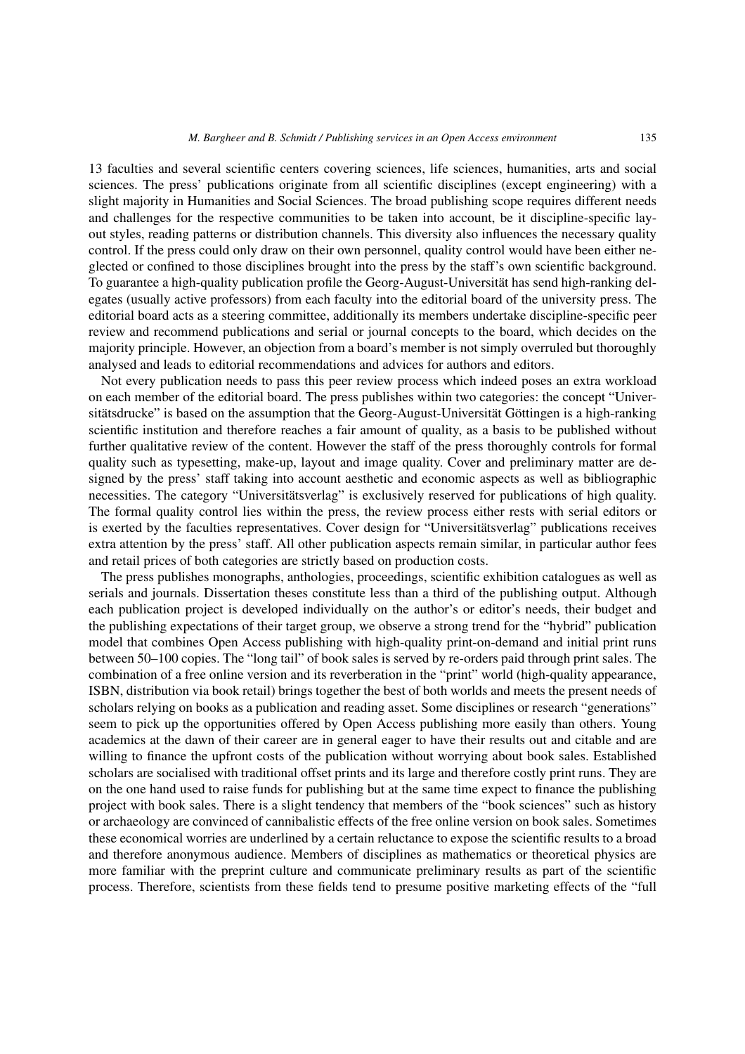13 faculties and several scientific centers covering sciences, life sciences, humanities, arts and social sciences. The press' publications originate from all scientific disciplines (except engineering) with a slight majority in Humanities and Social Sciences. The broad publishing scope requires different needs and challenges for the respective communities to be taken into account, be it discipline-specific layout styles, reading patterns or distribution channels. This diversity also influences the necessary quality control. If the press could only draw on their own personnel, quality control would have been either neglected or confined to those disciplines brought into the press by the staff's own scientific background. To guarantee a high-quality publication profile the Georg-August-Universität has send high-ranking delegates (usually active professors) from each faculty into the editorial board of the university press. The editorial board acts as a steering committee, additionally its members undertake discipline-specific peer review and recommend publications and serial or journal concepts to the board, which decides on the majority principle. However, an objection from a board's member is not simply overruled but thoroughly analysed and leads to editorial recommendations and advices for authors and editors.

Not every publication needs to pass this peer review process which indeed poses an extra workload on each member of the editorial board. The press publishes within two categories: the concept "Universitätsdrucke" is based on the assumption that the Georg-August-Universität Göttingen is a high-ranking scientific institution and therefore reaches a fair amount of quality, as a basis to be published without further qualitative review of the content. However the staff of the press thoroughly controls for formal quality such as typesetting, make-up, layout and image quality. Cover and preliminary matter are designed by the press' staff taking into account aesthetic and economic aspects as well as bibliographic necessities. The category "Universitätsverlag" is exclusively reserved for publications of high quality. The formal quality control lies within the press, the review process either rests with serial editors or is exerted by the faculties representatives. Cover design for "Universitätsverlag" publications receives extra attention by the press' staff. All other publication aspects remain similar, in particular author fees and retail prices of both categories are strictly based on production costs.

The press publishes monographs, anthologies, proceedings, scientific exhibition catalogues as well as serials and journals. Dissertation theses constitute less than a third of the publishing output. Although each publication project is developed individually on the author's or editor's needs, their budget and the publishing expectations of their target group, we observe a strong trend for the "hybrid" publication model that combines Open Access publishing with high-quality print-on-demand and initial print runs between 50–100 copies. The "long tail" of book sales is served by re-orders paid through print sales. The combination of a free online version and its reverberation in the "print" world (high-quality appearance, ISBN, distribution via book retail) brings together the best of both worlds and meets the present needs of scholars relying on books as a publication and reading asset. Some disciplines or research "generations" seem to pick up the opportunities offered by Open Access publishing more easily than others. Young academics at the dawn of their career are in general eager to have their results out and citable and are willing to finance the upfront costs of the publication without worrying about book sales. Established scholars are socialised with traditional offset prints and its large and therefore costly print runs. They are on the one hand used to raise funds for publishing but at the same time expect to finance the publishing project with book sales. There is a slight tendency that members of the "book sciences" such as history or archaeology are convinced of cannibalistic effects of the free online version on book sales. Sometimes these economical worries are underlined by a certain reluctance to expose the scientific results to a broad and therefore anonymous audience. Members of disciplines as mathematics or theoretical physics are more familiar with the preprint culture and communicate preliminary results as part of the scientific process. Therefore, scientists from these fields tend to presume positive marketing effects of the "full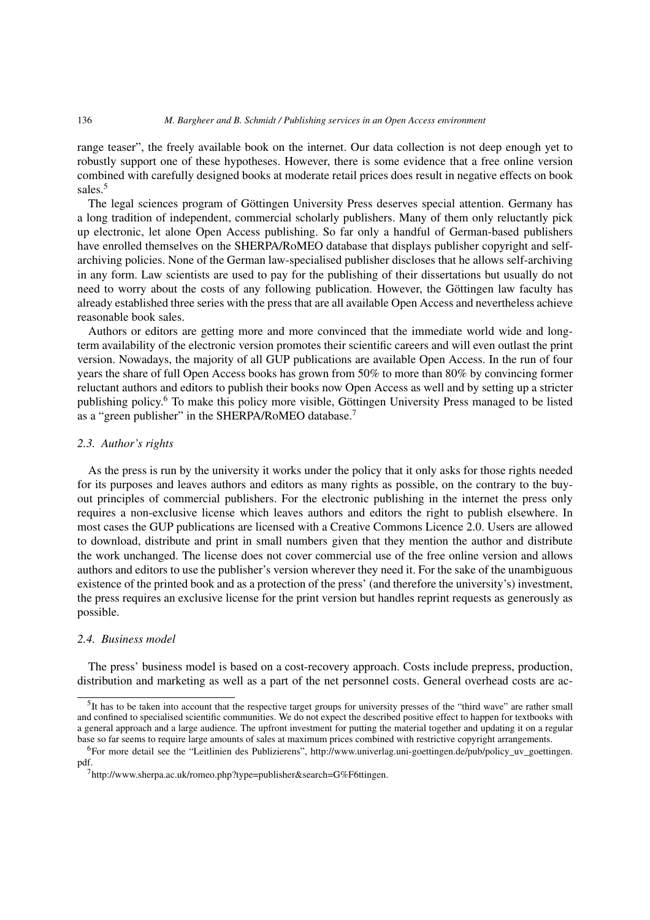range teaser", the freely available book on the internet. Our data collection is not deep enough yet to robustly support one of these hypotheses. However, there is some evidence that a free online version combined with carefully designed books at moderate retail prices does result in negative effects on book sales.[5]

The legal sciences program of Göttingen University Press deserves special attention. Germany has a long tradition of independent, commercial scholarly publishers. Many of them only reluctantly pick up electronic, let alone Open Access publishing. So far only a handful of German-based publishers have enrolled themselves on the SHERPA/RoMEO database that displays publisher copyright and self-archiving policies. None of the German law-specialised publisher discloses that he allows self-archiving in any form. Law scientists are used to pay for the publishing of their dissertations but usually do not need to worry about the costs of any following publication. However, the Göttingen law faculty has already established three series with the press that are all available Open Access and nevertheless achieve reasonable book sales.

Authors or editors are getting more and more convinced that the immediate world wide and long-term availability of the electronic version promotes their scientific careers and will even outlast the print version. Nowadays, the majority of all GUP publications are available Open Access. In the run of four years the share of full Open Access books has grown from 50% to more than 80% by convincing former reluctant authors and editors to publish their books now Open Access as well and by setting up a stricter publishing policy.[6] To make this policy more visible, Göttingen University Press managed to be listed as a "green publisher" in the SHERPA/RoMEO database.[7]

### *2.3. Author's rights*

As the press is run by the university it works under the policy that it only asks for those rights needed for its purposes and leaves authors and editors as many rights as possible, on the contrary to the buy-out principles of commercial publishers. For the electronic publishing in the internet the press only requires a non-exclusive license which leaves authors and editors the right to publish elsewhere. In most cases the GUP publications are licensed with a Creative Commons Licence 2.0. Users are allowed to download, distribute and print in small numbers given that they mention the author and distribute the work unchanged. The license does not cover commercial use of the free online version and allows authors and editors to use the publisher's version wherever they need it. For the sake of the unambiguous existence of the printed book and as a protection of the press' (and therefore the university's) investment, the press requires an exclusive license for the print version but handles reprint requests as generously as possible.

### *2.4. Business model*

The press' business model is based on a cost-recovery approach. Costs include prepress, production, distribution and marketing as well as a part of the net personnel costs. General overhead costs are ac-

---

[5]It has to be taken into account that the respective target groups for university presses of the "third wave" are rather small and confined to specialised scientific communities. We do not expect the described positive effect to happen for textbooks with a general approach and a large audience. The upfront investment for putting the material together and updating it on a regular base so far seems to require large amounts of sales at maximum prices combined with restrictive copyright arrangements.

[6]For more detail see the "Leitlinien des Publizierens", http://www.univerlag.uni-goettingen.de/pub/policy_uv_goettingen.pdf.

[7]http://www.sherpa.ac.uk/romeo.php?type=publisher&search=G%F6ttingen.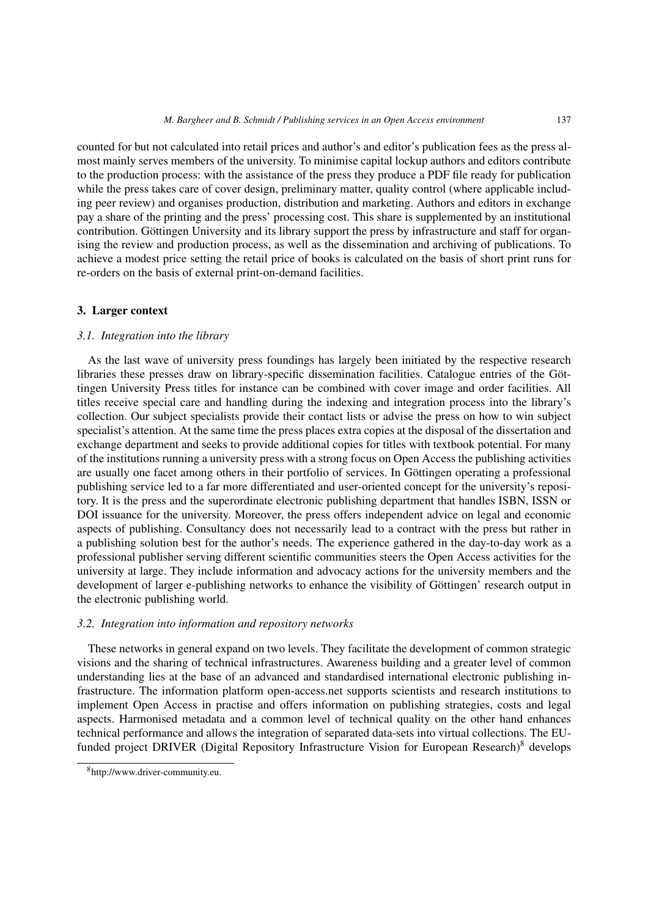counted for but not calculated into retail prices and author's and editor's publication fees as the press almost mainly serves members of the university. To minimise capital lockup authors and editors contribute to the production process: with the assistance of the press they produce a PDF file ready for publication while the press takes care of cover design, preliminary matter, quality control (where applicable including peer review) and organises production, distribution and marketing. Authors and editors in exchange pay a share of the printing and the press' processing cost. This share is supplemented by an institutional contribution. Göttingen University and its library support the press by infrastructure and staff for organising the review and production process, as well as the dissemination and archiving of publications. To achieve a modest price setting the retail price of books is calculated on the basis of short print runs for re-orders on the basis of external print-on-demand facilities.

## 3. Larger context

### *3.1. Integration into the library*

As the last wave of university press foundings has largely been initiated by the respective research libraries these presses draw on library-specific dissemination facilities. Catalogue entries of the Göttingen University Press titles for instance can be combined with cover image and order facilities. All titles receive special care and handling during the indexing and integration process into the library's collection. Our subject specialists provide their contact lists or advise the press on how to win subject specialist's attention. At the same time the press places extra copies at the disposal of the dissertation and exchange department and seeks to provide additional copies for titles with textbook potential. For many of the institutions running a university press with a strong focus on Open Access the publishing activities are usually one facet among others in their portfolio of services. In Göttingen operating a professional publishing service led to a far more differentiated and user-oriented concept for the university's repository. It is the press and the superordinate electronic publishing department that handles ISBN, ISSN or DOI issuance for the university. Moreover, the press offers independent advice on legal and economic aspects of publishing. Consultancy does not necessarily lead to a contract with the press but rather in a publishing solution best for the author's needs. The experience gathered in the day-to-day work as a professional publisher serving different scientific communities steers the Open Access activities for the university at large. They include information and advocacy actions for the university members and the development of larger e-publishing networks to enhance the visibility of Göttingen' research output in the electronic publishing world.

### *3.2. Integration into information and repository networks*

These networks in general expand on two levels. They facilitate the development of common strategic visions and the sharing of technical infrastructures. Awareness building and a greater level of common understanding lies at the base of an advanced and standardised international electronic publishing infrastructure. The information platform open-access.net supports scientists and research institutions to implement Open Access in practise and offers information on publishing strategies, costs and legal aspects. Harmonised metadata and a common level of technical quality on the other hand enhances technical performance and allows the integration of separated data-sets into virtual collections. The EU-funded project DRIVER (Digital Repository Infrastructure Vision for European Research)[8] develops

[8] http://www.driver-community.eu.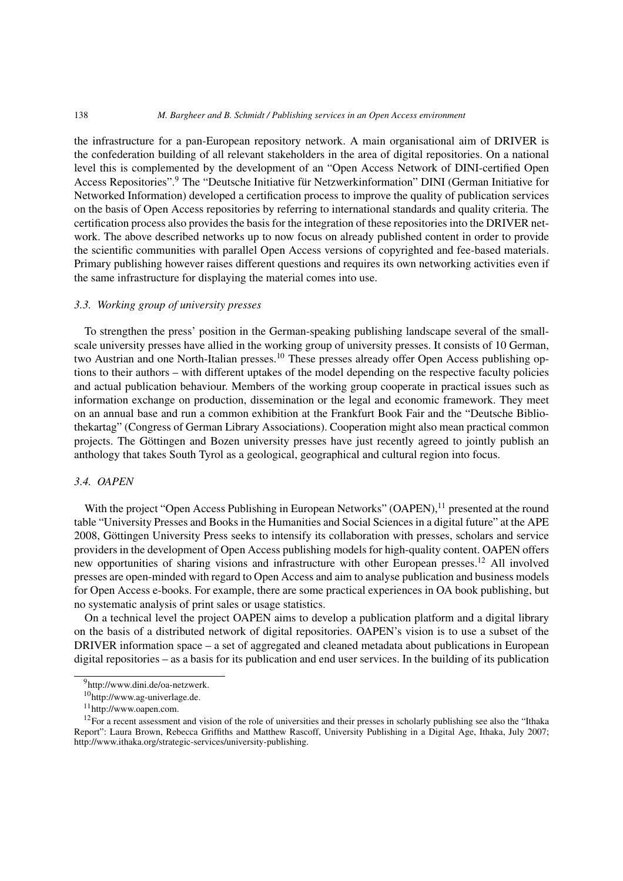the infrastructure for a pan-European repository network. A main organisational aim of DRIVER is the confederation building of all relevant stakeholders in the area of digital repositories. On a national level this is complemented by the development of an "Open Access Network of DINI-certified Open Access Repositories".[9] The "Deutsche Initiative für Netzwerkinformation" DINI (German Initiative for Networked Information) developed a certification process to improve the quality of publication services on the basis of Open Access repositories by referring to international standards and quality criteria. The certification process also provides the basis for the integration of these repositories into the DRIVER network. The above described networks up to now focus on already published content in order to provide the scientific communities with parallel Open Access versions of copyrighted and fee-based materials. Primary publishing however raises different questions and requires its own networking activities even if the same infrastructure for displaying the material comes into use.

### 3.3. *Working group of university presses*

To strengthen the press' position in the German-speaking publishing landscape several of the small-scale university presses have allied in the working group of university presses. It consists of 10 German, two Austrian and one North-Italian presses.[10] These presses already offer Open Access publishing options to their authors – with different uptakes of the model depending on the respective faculty policies and actual publication behaviour. Members of the working group cooperate in practical issues such as information exchange on production, dissemination or the legal and economic framework. They meet on an annual base and run a common exhibition at the Frankfurt Book Fair and the "Deutsche Bibliothekartag" (Congress of German Library Associations). Cooperation might also mean practical common projects. The Göttingen and Bozen university presses have just recently agreed to jointly publish an anthology that takes South Tyrol as a geological, geographical and cultural region into focus.

### 3.4. *OAPEN*

With the project "Open Access Publishing in European Networks" (OAPEN),[11] presented at the round table "University Presses and Books in the Humanities and Social Sciences in a digital future" at the APE 2008, Göttingen University Press seeks to intensify its collaboration with presses, scholars and service providers in the development of Open Access publishing models for high-quality content. OAPEN offers new opportunities of sharing visions and infrastructure with other European presses.[12] All involved presses are open-minded with regard to Open Access and aim to analyse publication and business models for Open Access e-books. For example, there are some practical experiences in OA book publishing, but no systematic analysis of print sales or usage statistics.

On a technical level the project OAPEN aims to develop a publication platform and a digital library on the basis of a distributed network of digital repositories. OAPEN's vision is to use a subset of the DRIVER information space – a set of aggregated and cleaned metadata about publications in European digital repositories – as a basis for its publication and end user services. In the building of its publication

---

[9] http://www.dini.de/oa-netzwerk.

[10] http://www.ag-univerlage.de.

[11] http://www.oapen.com.

[12] For a recent assessment and vision of the role of universities and their presses in scholarly publishing see also the "Ithaka Report": Laura Brown, Rebecca Griffiths and Matthew Rascoff, University Publishing in a Digital Age, Ithaka, July 2007; http://www.ithaka.org/strategic-services/university-publishing.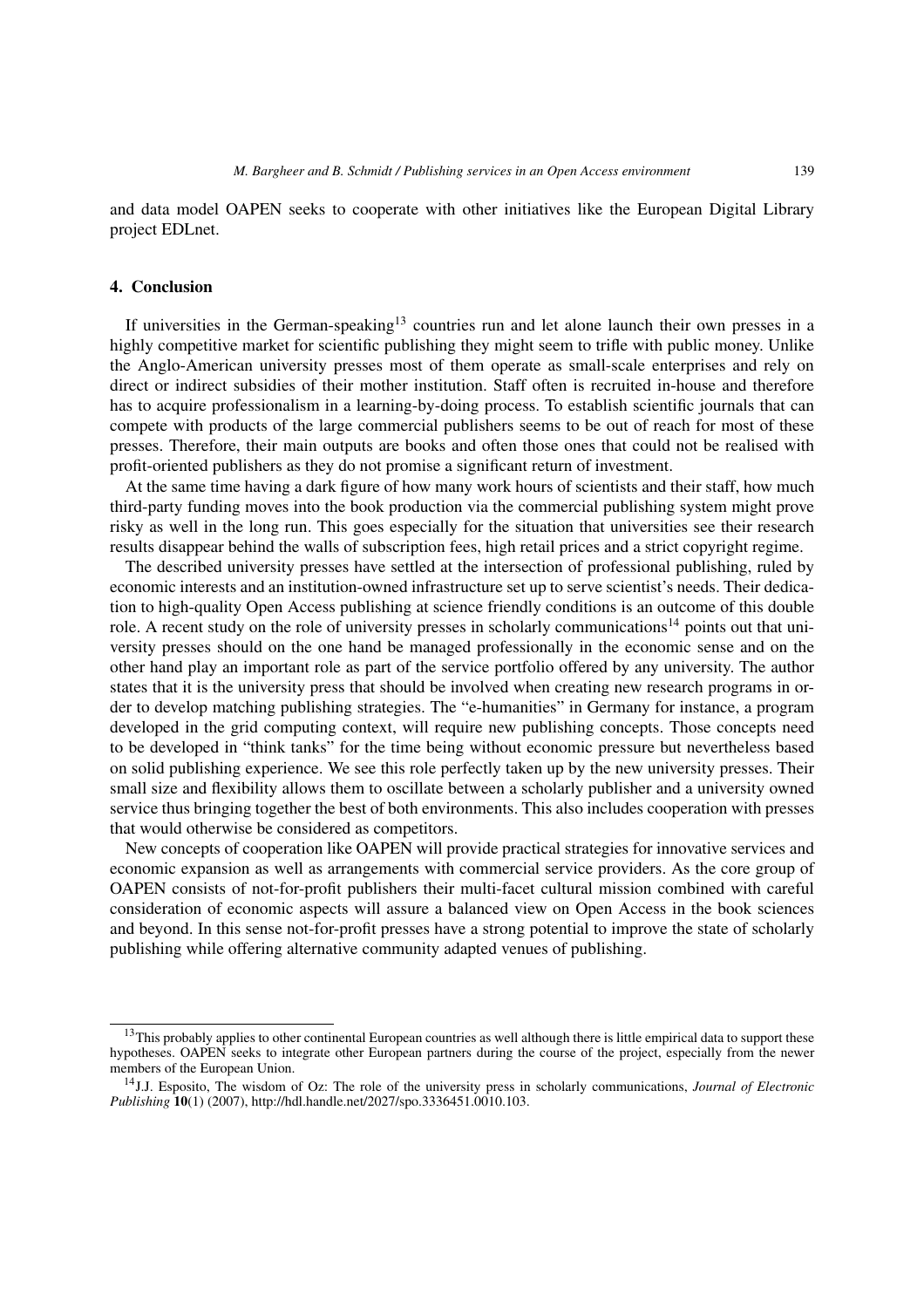and data model OAPEN seeks to cooperate with other initiatives like the European Digital Library project EDLnet.

## 4. Conclusion

If universities in the German-speaking[13] countries run and let alone launch their own presses in a highly competitive market for scientific publishing they might seem to trifle with public money. Unlike the Anglo-American university presses most of them operate as small-scale enterprises and rely on direct or indirect subsidies of their mother institution. Staff often is recruited in-house and therefore has to acquire professionalism in a learning-by-doing process. To establish scientific journals that can compete with products of the large commercial publishers seems to be out of reach for most of these presses. Therefore, their main outputs are books and often those ones that could not be realised with profit-oriented publishers as they do not promise a significant return of investment.

At the same time having a dark figure of how many work hours of scientists and their staff, how much third-party funding moves into the book production via the commercial publishing system might prove risky as well in the long run. This goes especially for the situation that universities see their research results disappear behind the walls of subscription fees, high retail prices and a strict copyright regime.

The described university presses have settled at the intersection of professional publishing, ruled by economic interests and an institution-owned infrastructure set up to serve scientist's needs. Their dedication to high-quality Open Access publishing at science friendly conditions is an outcome of this double role. A recent study on the role of university presses in scholarly communications[14] points out that university presses should on the one hand be managed professionally in the economic sense and on the other hand play an important role as part of the service portfolio offered by any university. The author states that it is the university press that should be involved when creating new research programs in order to develop matching publishing strategies. The "e-humanities" in Germany for instance, a program developed in the grid computing context, will require new publishing concepts. Those concepts need to be developed in "think tanks" for the time being without economic pressure but nevertheless based on solid publishing experience. We see this role perfectly taken up by the new university presses. Their small size and flexibility allows them to oscillate between a scholarly publisher and a university owned service thus bringing together the best of both environments. This also includes cooperation with presses that would otherwise be considered as competitors.

New concepts of cooperation like OAPEN will provide practical strategies for innovative services and economic expansion as well as arrangements with commercial service providers. As the core group of OAPEN consists of not-for-profit publishers their multi-facet cultural mission combined with careful consideration of economic aspects will assure a balanced view on Open Access in the book sciences and beyond. In this sense not-for-profit presses have a strong potential to improve the state of scholarly publishing while offering alternative community adapted venues of publishing.

---

[13] This probably applies to other continental European countries as well although there is little empirical data to support these hypotheses. OAPEN seeks to integrate other European partners during the course of the project, especially from the newer members of the European Union.

[14] J.J. Esposito, The wisdom of Oz: The role of the university press in scholarly communications, *Journal of Electronic Publishing* **10**(1) (2007), http://hdl.handle.net/2027/spo.3336451.0010.103.